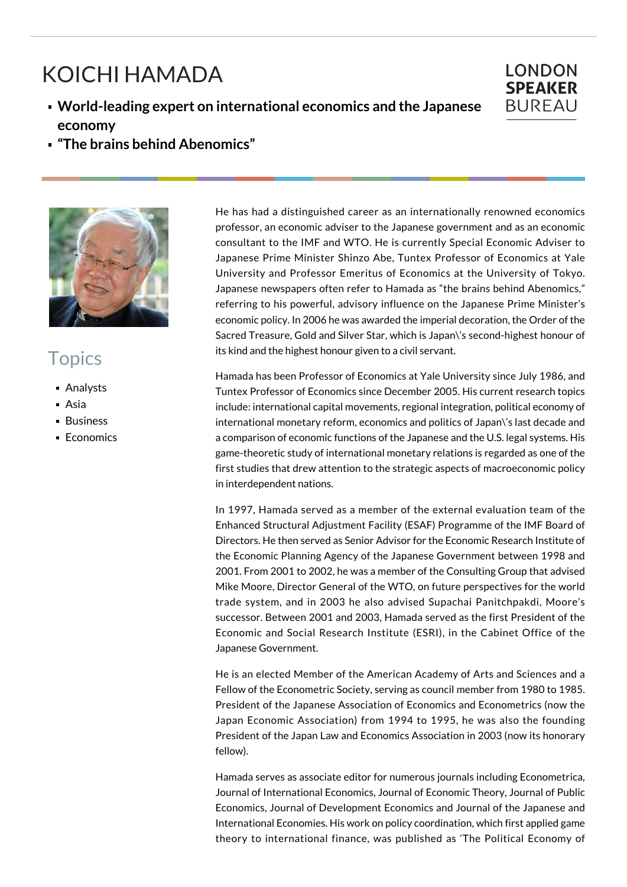# KOICHI HAMADA

LONDON **SPEAKER** BUREAU

- **World-leading expert on international economics and the Japanese economy**
- **"The brains behind Abenomics"**

## Topics

- Analysts
- Asia
- Business
- Economics

He has had a distinguished career as an internationally renowned economics professor, an economic adviser to the Japanese government and as an economic consultant to the IMF and WTO. He is currently Special Economic Adviser to Japanese Prime Minister Shinzo Abe, Tuntex Professor of Economics at Yale University and Professor Emeritus of Economics at the University of Tokyo. Japanese newspapers often refer to Hamada as "the brains behind Abenomics," referring to his powerful, advisory influence on the Japanese Prime Minister's economic policy. In 2006 he was awarded the imperial decoration, the Order of the Sacred Treasure, Gold and Silver Star, which is Japan\'s second-highest honour of its kind and the highest honour given to a civil servant.

Hamada has been Professor of Economics at Yale University since July 1986, and Tuntex Professor of Economics since December 2005. His current research topics include: international capital movements, regional integration, political economy of international monetary reform, economics and politics of Japan\'s last decade and a comparison of economic functions of the Japanese and the U.S. legal systems. His game-theoretic study of international monetary relations is regarded as one of the first studies that drew attention to the strategic aspects of macroeconomic policy in interdependent nations.

In 1997, Hamada served as a member of the external evaluation team of the Enhanced Structural Adjustment Facility (ESAF) Programme of the IMF Board of Directors. He then served as Senior Advisor for the Economic Research Institute of the Economic Planning Agency of the Japanese Government between 1998 and 2001. From 2001 to 2002, he was a member of the Consulting Group that advised Mike Moore, Director General of the WTO, on future perspectives for the world trade system, and in 2003 he also advised Supachai Panitchpakdi, Moore's successor. Between 2001 and 2003, Hamada served as the first President of the Economic and Social Research Institute (ESRI), in the Cabinet Office of the Japanese Government.

He is an elected Member of the American Academy of Arts and Sciences and a Fellow of the Econometric Society, serving as council member from 1980 to 1985. President of the Japanese Association of Economics and Econometrics (now the Japan Economic Association) from 1994 to 1995, he was also the founding President of the Japan Law and Economics Association in 2003 (now its honorary fellow).

Hamada serves as associate editor for numerous journals including Econometrica, Journal of International Economics, Journal of Economic Theory, Journal of Public Economics, Journal of Development Economics and Journal of the Japanese and International Economies. His work on policy coordination, which first applied game theory to international finance, was published as 'The Political Economy of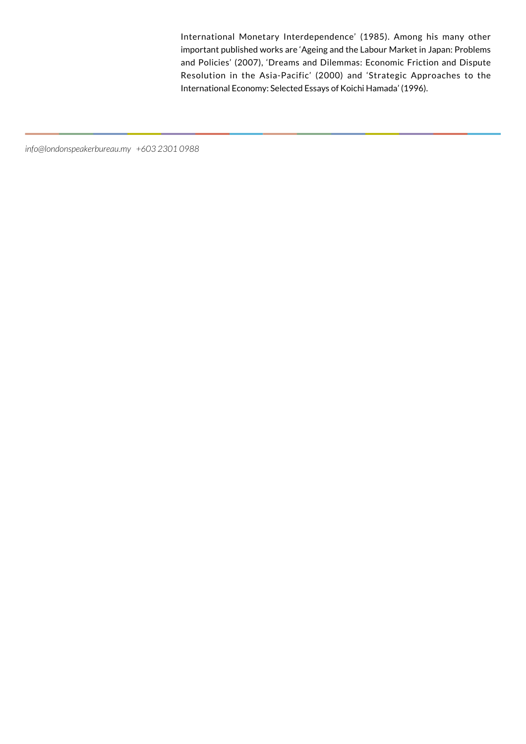International Monetary Interdependence' (1985). Among his many other important published works are 'Ageing and the Labour Market in Japan: Problems and Policies' (2007), 'Dreams and Dilemmas: Economic Friction and Dispute Resolution in the Asia-Pacific' (2000) and 'Strategic Approaches to the International Economy: Selected Essays of Koichi Hamada' (1996).